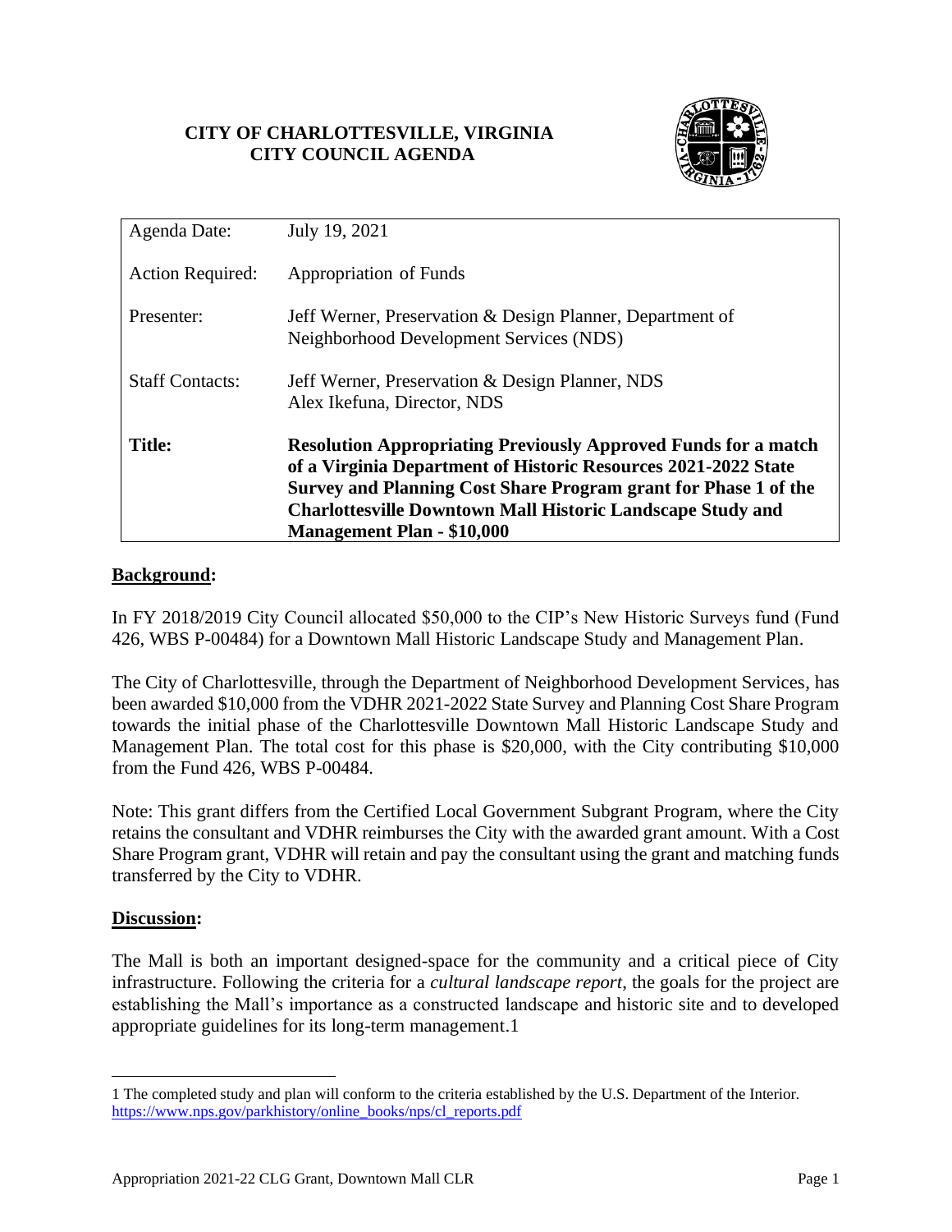# CITY OF CHARLOTTESVILLE, VIRGINIA
## CITY COUNCIL AGENDA

| | |
|---|---|
| Agenda Date: | July 19, 2021 |
| Action Required: | Appropriation of Funds |
| Presenter: | Jeff Werner, Preservation & Design Planner, Department of Neighborhood Development Services (NDS) |
| Staff Contacts: | Jeff Werner, Preservation & Design Planner, NDS<br>Alex Ikefuna, Director, NDS |
| **Title:** | **Resolution Appropriating Previously Approved Funds for a match of a Virginia Department of Historic Resources 2021-2022 State Survey and Planning Cost Share Program grant for Phase 1 of the Charlottesville Downtown Mall Historic Landscape Study and Management Plan - $10,000** |

**Background:**

In FY 2018/2019 City Council allocated $50,000 to the CIP's New Historic Surveys fund (Fund 426, WBS P-00484) for a Downtown Mall Historic Landscape Study and Management Plan.

The City of Charlottesville, through the Department of Neighborhood Development Services, has been awarded $10,000 from the VDHR 2021-2022 State Survey and Planning Cost Share Program towards the initial phase of the Charlottesville Downtown Mall Historic Landscape Study and Management Plan. The total cost for this phase is $20,000, with the City contributing $10,000 from the Fund 426, WBS P-00484.

Note: This grant differs from the Certified Local Government Subgrant Program, where the City retains the consultant and VDHR reimburses the City with the awarded grant amount. With a Cost Share Program grant, VDHR will retain and pay the consultant using the grant and matching funds transferred by the City to VDHR.

**Discussion:**

The Mall is both an important designed-space for the community and a critical piece of City infrastructure. Following the criteria for a *cultural landscape report*, the goals for the project are establishing the Mall's importance as a constructed landscape and historic site and to developed appropriate guidelines for its long-term management.[1]

---

[1] The completed study and plan will conform to the criteria established by the U.S. Department of the Interior. https://www.nps.gov/parkhistory/online_books/nps/cl_reports.pdf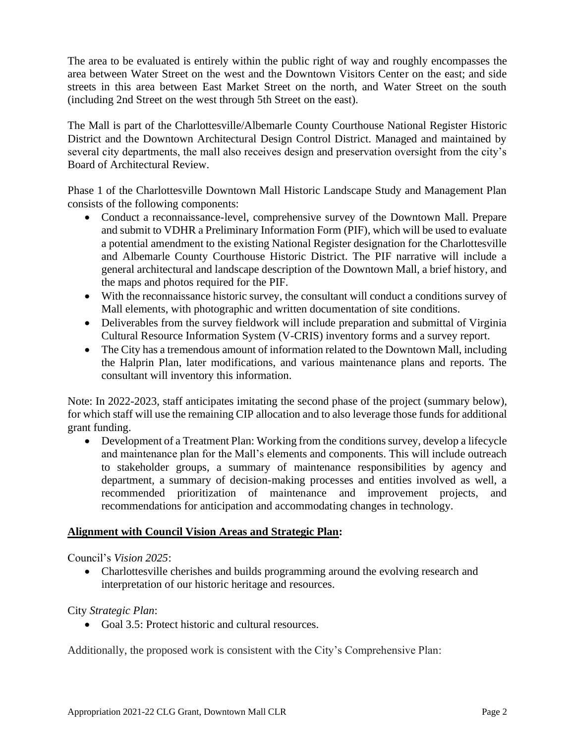The area to be evaluated is entirely within the public right of way and roughly encompasses the area between Water Street on the west and the Downtown Visitors Center on the east; and side streets in this area between East Market Street on the north, and Water Street on the south (including 2nd Street on the west through 5th Street on the east).

The Mall is part of the Charlottesville/Albemarle County Courthouse National Register Historic District and the Downtown Architectural Design Control District. Managed and maintained by several city departments, the mall also receives design and preservation oversight from the city's Board of Architectural Review.

Phase 1 of the Charlottesville Downtown Mall Historic Landscape Study and Management Plan consists of the following components:

- Conduct a reconnaissance-level, comprehensive survey of the Downtown Mall. Prepare and submit to VDHR a Preliminary Information Form (PIF), which will be used to evaluate a potential amendment to the existing National Register designation for the Charlottesville and Albemarle County Courthouse Historic District. The PIF narrative will include a general architectural and landscape description of the Downtown Mall, a brief history, and the maps and photos required for the PIF.
- With the reconnaissance historic survey, the consultant will conduct a conditions survey of Mall elements, with photographic and written documentation of site conditions.
- Deliverables from the survey fieldwork will include preparation and submittal of Virginia Cultural Resource Information System (V-CRIS) inventory forms and a survey report.
- The City has a tremendous amount of information related to the Downtown Mall, including the Halprin Plan, later modifications, and various maintenance plans and reports. The consultant will inventory this information.

Note: In 2022-2023, staff anticipates imitating the second phase of the project (summary below), for which staff will use the remaining CIP allocation and to also leverage those funds for additional grant funding.

- Development of a Treatment Plan: Working from the conditions survey, develop a lifecycle and maintenance plan for the Mall's elements and components. This will include outreach to stakeholder groups, a summary of maintenance responsibilities by agency and department, a summary of decision-making processes and entities involved as well, a recommended prioritization of maintenance and improvement projects, and recommendations for anticipation and accommodating changes in technology.

## Alignment with Council Vision Areas and Strategic Plan:

Council's *Vision 2025*:

- Charlottesville cherishes and builds programming around the evolving research and interpretation of our historic heritage and resources.

City *Strategic Plan*:

- Goal 3.5: Protect historic and cultural resources.

Additionally, the proposed work is consistent with the City's Comprehensive Plan: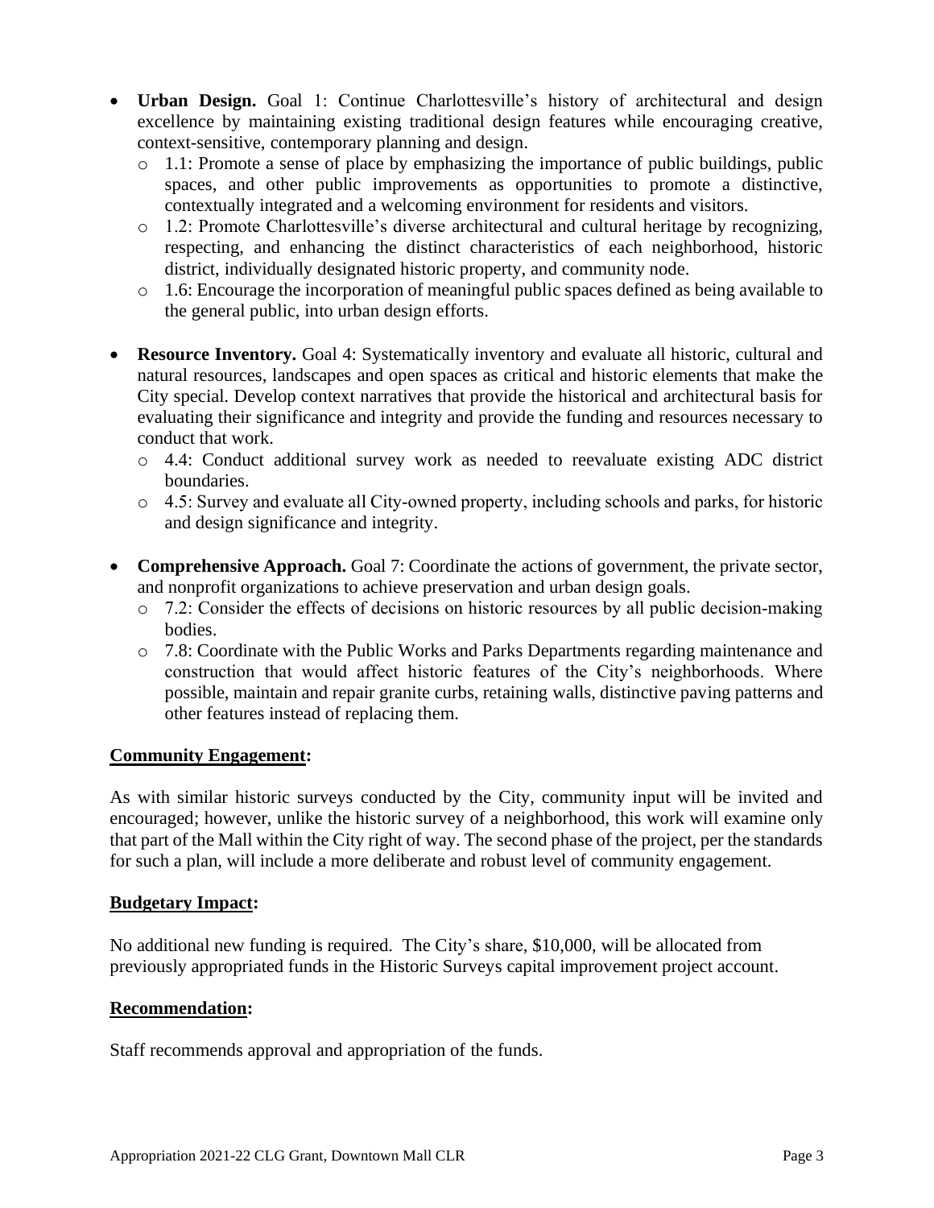- **Urban Design.** Goal 1: Continue Charlottesville's history of architectural and design excellence by maintaining existing traditional design features while encouraging creative, context-sensitive, contemporary planning and design.
  - 1.1: Promote a sense of place by emphasizing the importance of public buildings, public spaces, and other public improvements as opportunities to promote a distinctive, contextually integrated and a welcoming environment for residents and visitors.
  - 1.2: Promote Charlottesville's diverse architectural and cultural heritage by recognizing, respecting, and enhancing the distinct characteristics of each neighborhood, historic district, individually designated historic property, and community node.
  - 1.6: Encourage the incorporation of meaningful public spaces defined as being available to the general public, into urban design efforts.

- **Resource Inventory.** Goal 4: Systematically inventory and evaluate all historic, cultural and natural resources, landscapes and open spaces as critical and historic elements that make the City special. Develop context narratives that provide the historical and architectural basis for evaluating their significance and integrity and provide the funding and resources necessary to conduct that work.
  - 4.4: Conduct additional survey work as needed to reevaluate existing ADC district boundaries.
  - 4.5: Survey and evaluate all City-owned property, including schools and parks, for historic and design significance and integrity.

- **Comprehensive Approach.** Goal 7: Coordinate the actions of government, the private sector, and nonprofit organizations to achieve preservation and urban design goals.
  - 7.2: Consider the effects of decisions on historic resources by all public decision-making bodies.
  - 7.8: Coordinate with the Public Works and Parks Departments regarding maintenance and construction that would affect historic features of the City's neighborhoods. Where possible, maintain and repair granite curbs, retaining walls, distinctive paving patterns and other features instead of replacing them.

**Community Engagement:**

As with similar historic surveys conducted by the City, community input will be invited and encouraged; however, unlike the historic survey of a neighborhood, this work will examine only that part of the Mall within the City right of way. The second phase of the project, per the standards for such a plan, will include a more deliberate and robust level of community engagement.

**Budgetary Impact:**

No additional new funding is required. The City's share, $10,000, will be allocated from previously appropriated funds in the Historic Surveys capital improvement project account.

**Recommendation:**

Staff recommends approval and appropriation of the funds.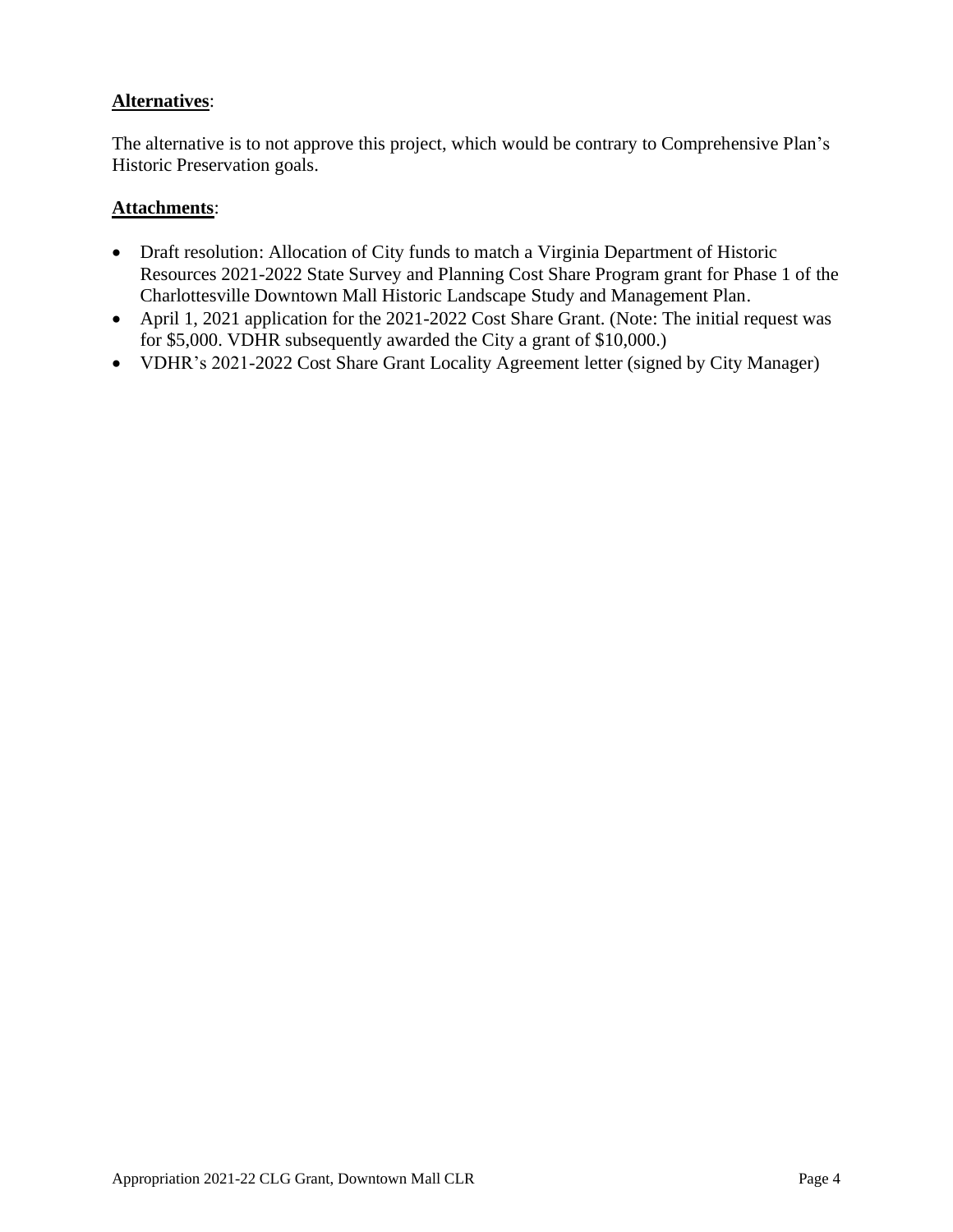**Alternatives**:

The alternative is to not approve this project, which would be contrary to Comprehensive Plan's Historic Preservation goals.

**Attachments**:

- Draft resolution: Allocation of City funds to match a Virginia Department of Historic Resources 2021-2022 State Survey and Planning Cost Share Program grant for Phase 1 of the Charlottesville Downtown Mall Historic Landscape Study and Management Plan.
- April 1, 2021 application for the 2021-2022 Cost Share Grant. (Note: The initial request was for $5,000. VDHR subsequently awarded the City a grant of $10,000.)
- VDHR's 2021-2022 Cost Share Grant Locality Agreement letter (signed by City Manager)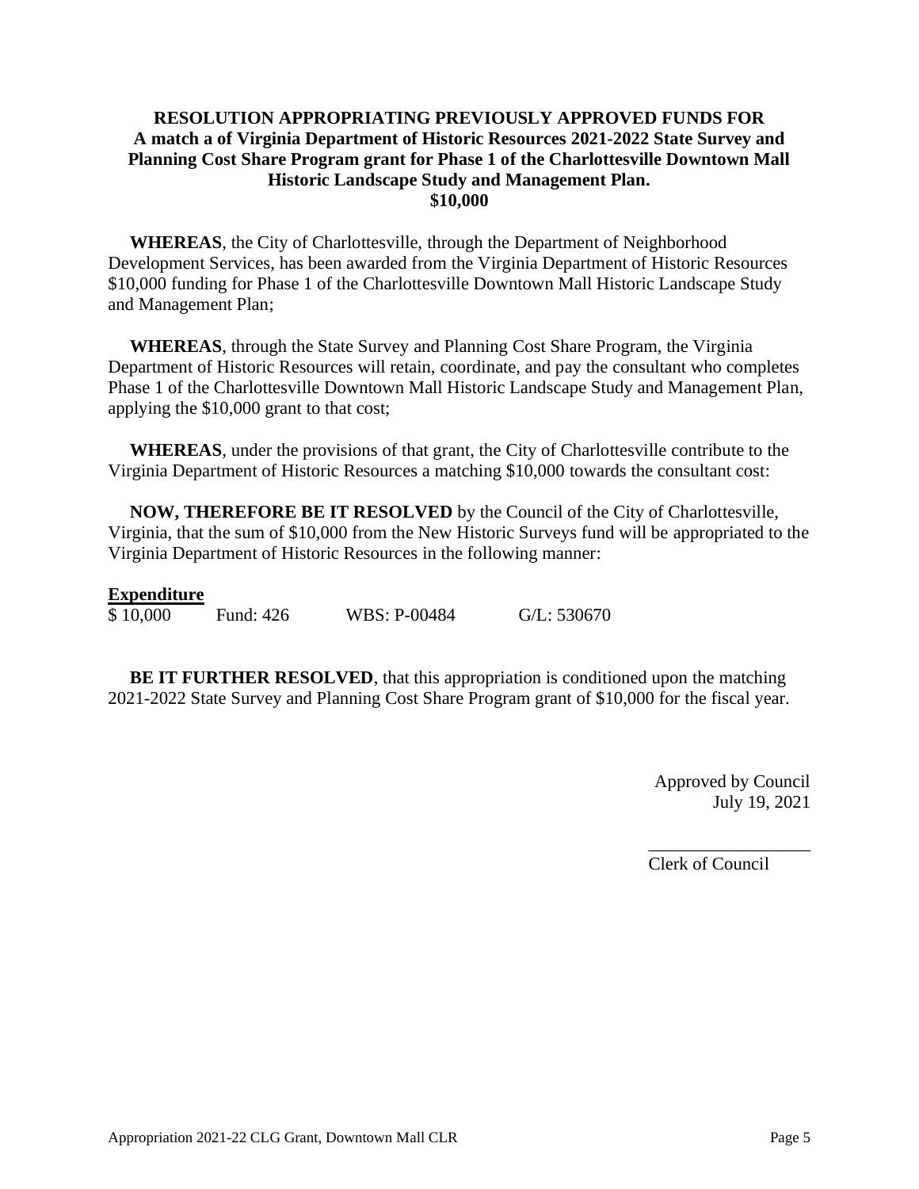**RESOLUTION APPROPRIATING PREVIOUSLY APPROVED FUNDS FOR A match a of Virginia Department of Historic Resources 2021-2022 State Survey and Planning Cost Share Program grant for Phase 1 of the Charlottesville Downtown Mall Historic Landscape Study and Management Plan. $10,000**

**WHEREAS**, the City of Charlottesville, through the Department of Neighborhood Development Services, has been awarded from the Virginia Department of Historic Resources $10,000 funding for Phase 1 of the Charlottesville Downtown Mall Historic Landscape Study and Management Plan;

**WHEREAS**, through the State Survey and Planning Cost Share Program, the Virginia Department of Historic Resources will retain, coordinate, and pay the consultant who completes Phase 1 of the Charlottesville Downtown Mall Historic Landscape Study and Management Plan, applying the $10,000 grant to that cost;

**WHEREAS**, under the provisions of that grant, the City of Charlottesville contribute to the Virginia Department of Historic Resources a matching $10,000 towards the consultant cost:

**NOW, THEREFORE BE IT RESOLVED** by the Council of the City of Charlottesville, Virginia, that the sum of $10,000 from the New Historic Surveys fund will be appropriated to the Virginia Department of Historic Resources in the following manner:

**Expenditure**

| | | | |
|---|---|---|---|
| $ 10,000 | Fund: 426 | WBS: P-00484 | G/L: 530670 |

**BE IT FURTHER RESOLVED**, that this appropriation is conditioned upon the matching 2021-2022 State Survey and Planning Cost Share Program grant of $10,000 for the fiscal year.

Approved by Council
July 19, 2021

__________________
Clerk of Council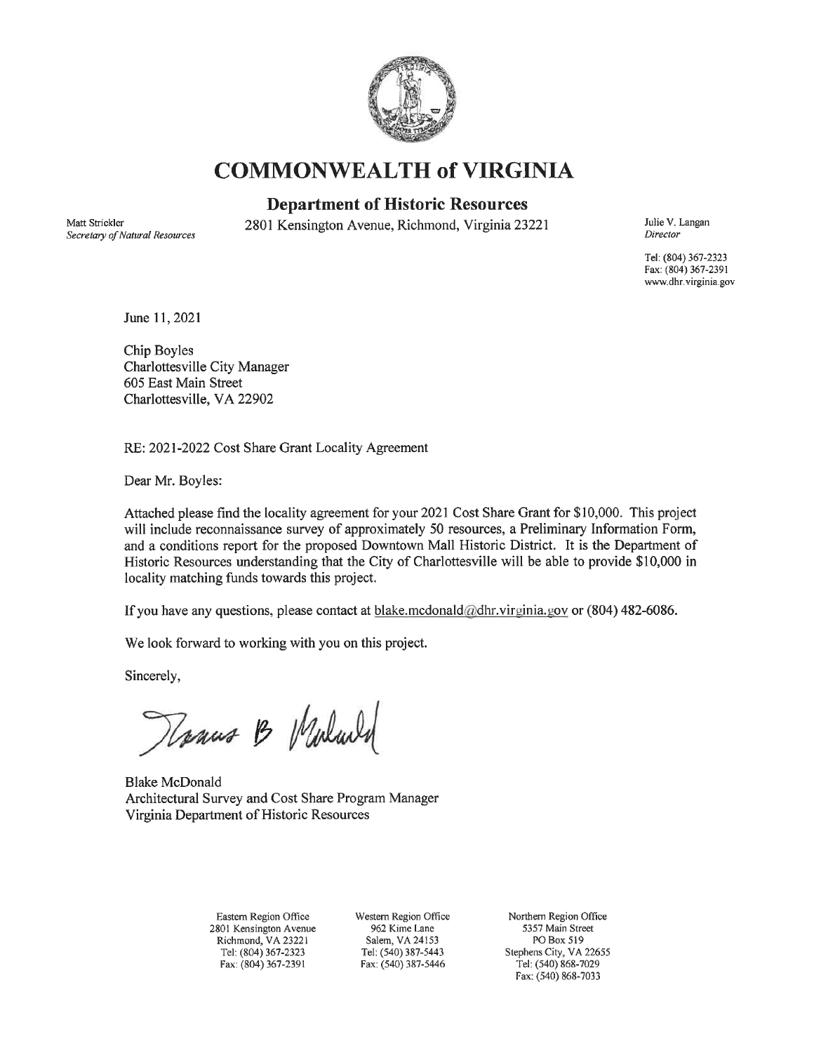# COMMONWEALTH of VIRGINIA

## Department of Historic Resources

Matt Strickler
*Secretary of Natural Resources*

2801 Kensington Avenue, Richmond, Virginia 23221

Julie V. Langan
*Director*

Tel: (804) 367-2323
Fax: (804) 367-2391
www.dhr.virginia.gov

June 11, 2021

Chip Boyles
Charlottesville City Manager
605 East Main Street
Charlottesville, VA 22902

RE: 2021-2022 Cost Share Grant Locality Agreement

Dear Mr. Boyles:

Attached please find the locality agreement for your 2021 Cost Share Grant for $10,000. This project will include reconnaissance survey of approximately 50 resources, a Preliminary Information Form, and a conditions report for the proposed Downtown Mall Historic District. It is the Department of Historic Resources understanding that the City of Charlottesville will be able to provide $10,000 in locality matching funds towards this project.

If you have any questions, please contact at blake.mcdonald@dhr.virginia.gov or (804) 482-6086.

We look forward to working with you on this project.

Sincerely,

Blake McDonald
Architectural Survey and Cost Share Program Manager
Virginia Department of Historic Resources

Eastern Region Office
2801 Kensington Avenue
Richmond, VA 23221
Tel: (804) 367-2323
Fax: (804) 367-2391

Western Region Office
962 Kime Lane
Salem, VA 24153
Tel: (540) 387-5443
Fax: (540) 387-5446

Northern Region Office
5357 Main Street
PO Box 519
Stephens City, VA 22655
Tel: (540) 868-7029
Fax: (540) 868-7033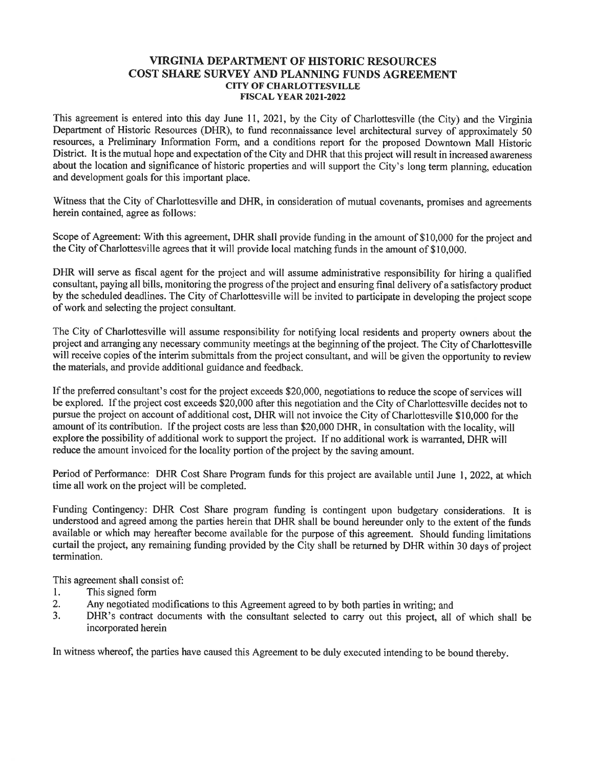# VIRGINIA DEPARTMENT OF HISTORIC RESOURCES
# COST SHARE SURVEY AND PLANNING FUNDS AGREEMENT
### CITY OF CHARLOTTESVILLE
### FISCAL YEAR 2021-2022

This agreement is entered into this day June 11, 2021, by the City of Charlottesville (the City) and the Virginia Department of Historic Resources (DHR), to fund reconnaissance level architectural survey of approximately 50 resources, a Preliminary Information Form, and a conditions report for the proposed Downtown Mall Historic District. It is the mutual hope and expectation of the City and DHR that this project will result in increased awareness about the location and significance of historic properties and will support the City's long term planning, education and development goals for this important place.

Witness that the City of Charlottesville and DHR, in consideration of mutual covenants, promises and agreements herein contained, agree as follows:

Scope of Agreement: With this agreement, DHR shall provide funding in the amount of $10,000 for the project and the City of Charlottesville agrees that it will provide local matching funds in the amount of $10,000.

DHR will serve as fiscal agent for the project and will assume administrative responsibility for hiring a qualified consultant, paying all bills, monitoring the progress of the project and ensuring final delivery of a satisfactory product by the scheduled deadlines. The City of Charlottesville will be invited to participate in developing the project scope of work and selecting the project consultant.

The City of Charlottesville will assume responsibility for notifying local residents and property owners about the project and arranging any necessary community meetings at the beginning of the project. The City of Charlottesville will receive copies of the interim submittals from the project consultant, and will be given the opportunity to review the materials, and provide additional guidance and feedback.

If the preferred consultant's cost for the project exceeds $20,000, negotiations to reduce the scope of services will be explored. If the project cost exceeds $20,000 after this negotiation and the City of Charlottesville decides not to pursue the project on account of additional cost, DHR will not invoice the City of Charlottesville $10,000 for the amount of its contribution. If the project costs are less than $20,000 DHR, in consultation with the locality, will explore the possibility of additional work to support the project. If no additional work is warranted, DHR will reduce the amount invoiced for the locality portion of the project by the saving amount.

Period of Performance: DHR Cost Share Program funds for this project are available until June 1, 2022, at which time all work on the project will be completed.

Funding Contingency: DHR Cost Share program funding is contingent upon budgetary considerations. It is understood and agreed among the parties herein that DHR shall be bound hereunder only to the extent of the funds available or which may hereafter become available for the purpose of this agreement. Should funding limitations curtail the project, any remaining funding provided by the City shall be returned by DHR within 30 days of project termination.

This agreement shall consist of:

1. This signed form
2. Any negotiated modifications to this Agreement agreed to by both parties in writing; and
3. DHR's contract documents with the consultant selected to carry out this project, all of which shall be incorporated herein

In witness whereof, the parties have caused this Agreement to be duly executed intending to be bound thereby.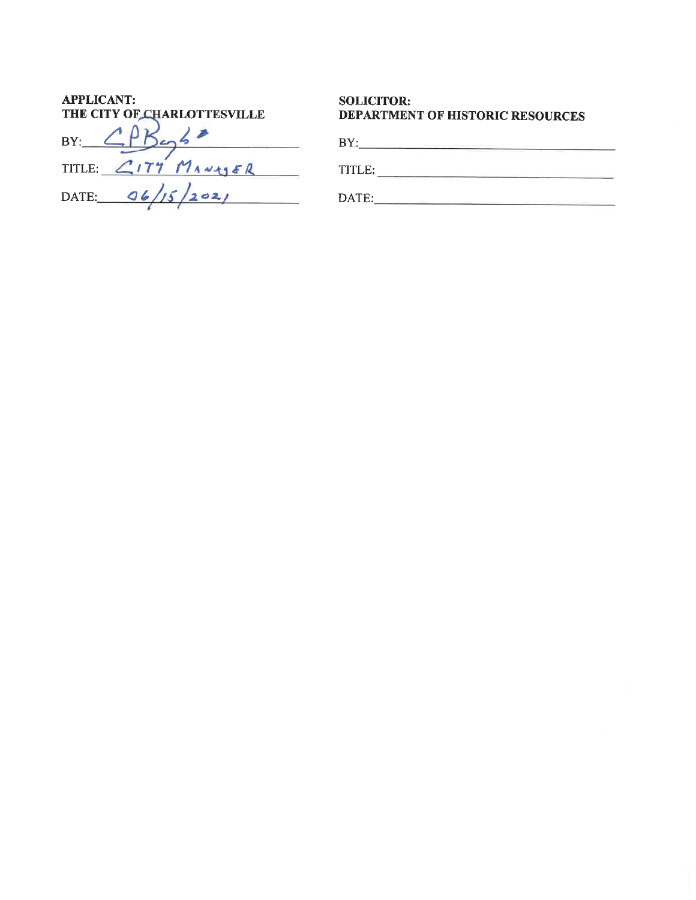**APPLICANT:**
**THE CITY OF CHARLOTTESVILLE**

BY: CPBoyle

TITLE: CITY MANAGER

DATE: 06/15/2021

**SOLICITOR:**
**DEPARTMENT OF HISTORIC RESOURCES**

BY:\_\_\_\_\_\_\_\_\_\_\_\_\_\_\_\_\_\_\_\_\_\_\_\_\_\_\_\_\_\_

TITLE:\_\_\_\_\_\_\_\_\_\_\_\_\_\_\_\_\_\_\_\_\_\_\_\_\_\_\_\_

DATE:\_\_\_\_\_\_\_\_\_\_\_\_\_\_\_\_\_\_\_\_\_\_\_\_\_\_\_\_\_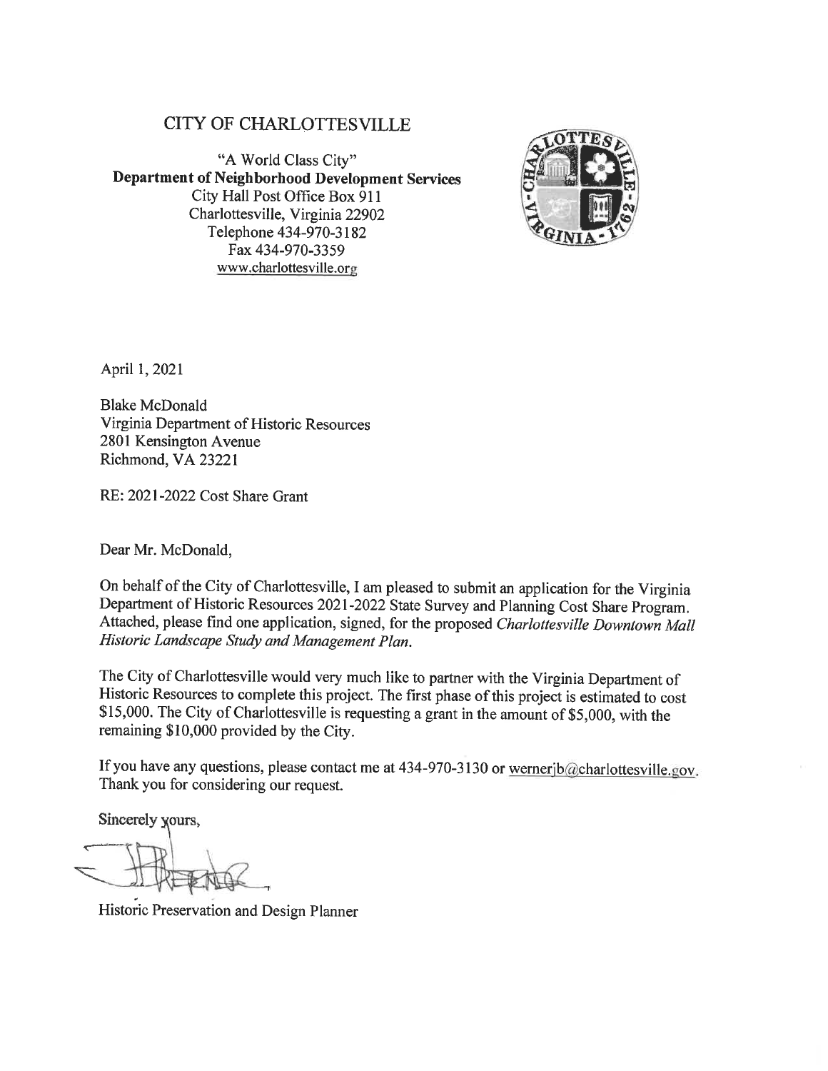# CITY OF CHARLOTTESVILLE

"A World Class City"
**Department of Neighborhood Development Services**
City Hall Post Office Box 911
Charlottesville, Virginia 22902
Telephone 434-970-3182
Fax 434-970-3359
www.charlottesville.org

April 1, 2021

Blake McDonald
Virginia Department of Historic Resources
2801 Kensington Avenue
Richmond, VA 23221

RE: 2021-2022 Cost Share Grant

Dear Mr. McDonald,

On behalf of the City of Charlottesville, I am pleased to submit an application for the Virginia Department of Historic Resources 2021-2022 State Survey and Planning Cost Share Program. Attached, please find one application, signed, for the proposed *Charlottesville Downtown Mall Historic Landscape Study and Management Plan.*

The City of Charlottesville would very much like to partner with the Virginia Department of Historic Resources to complete this project. The first phase of this project is estimated to cost $15,000. The City of Charlottesville is requesting a grant in the amount of $5,000, with the remaining $10,000 provided by the City.

If you have any questions, please contact me at 434-970-3130 or wernerjb@charlottesville.gov. Thank you for considering our request.

Sincerely yours,

Historic Preservation and Design Planner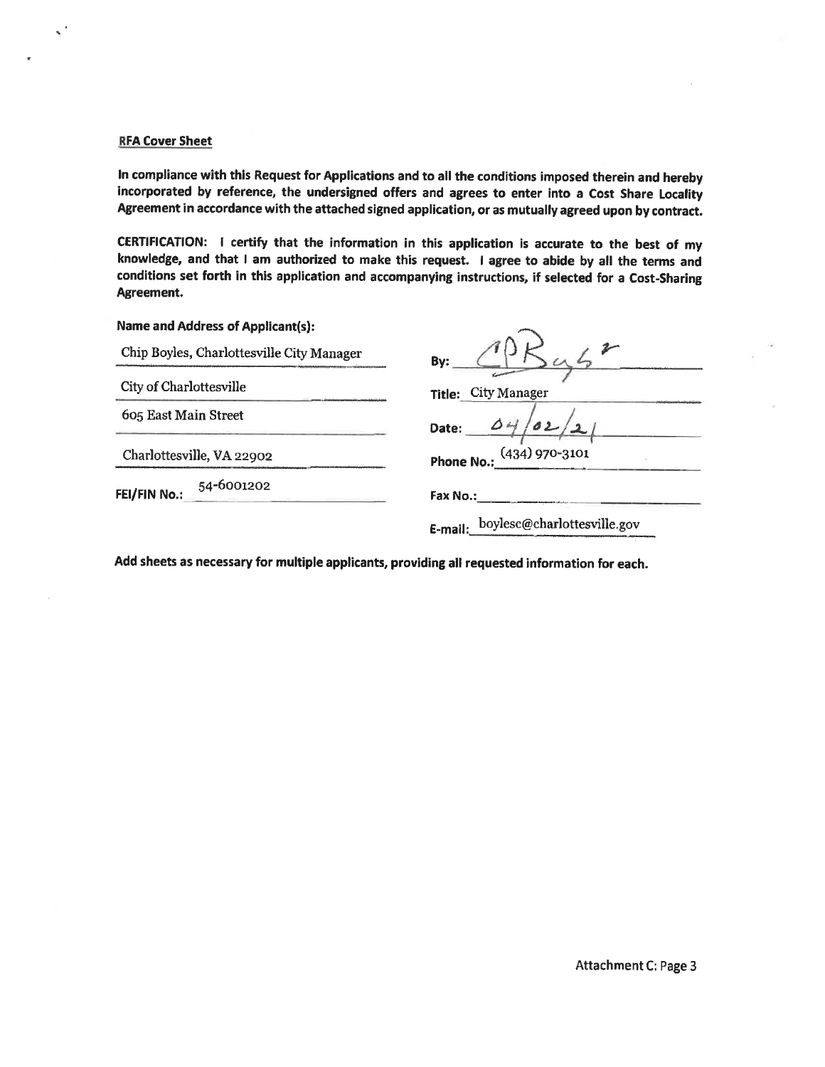**RFA Cover Sheet**

**In compliance with this Request for Applications and to all the conditions imposed therein and hereby incorporated by reference, the undersigned offers and agrees to enter into a Cost Share Locality Agreement in accordance with the attached signed application, or as mutually agreed upon by contract.**

**CERTIFICATION: I certify that the information in this application is accurate to the best of my knowledge, and that I am authorized to make this request. I agree to abide by all the terms and conditions set forth in this application and accompanying instructions, if selected for a Cost-Sharing Agreement.**

**Name and Address of Applicant(s):**

Chip Boyles, Charlottesville City Manager

City of Charlottesville

605 East Main Street

Charlottesville, VA 22902

**FEI/FIN No.:** 54-6001202

**By:** CB Boyles

**Title:** City Manager

**Date:** 04/02/21

**Phone No.:** (434) 970-3101

**Fax No.:**

**E-mail:** boylesc@charlottesville.gov

**Add sheets as necessary for multiple applicants, providing all requested information for each.**

Attachment C: Page 3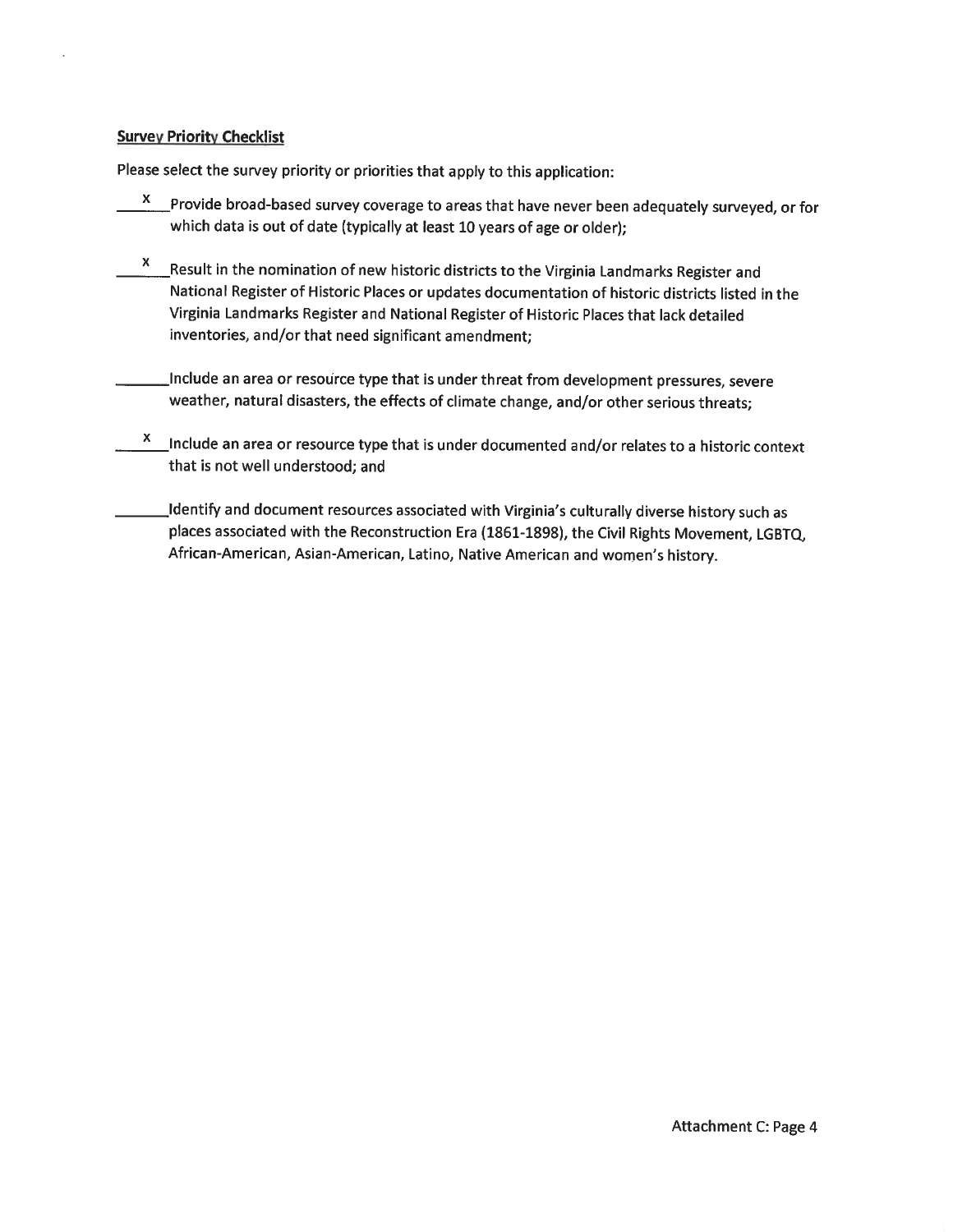**Survey Priority Checklist**

Please select the survey priority or priorities that apply to this application:

\_\_x\_\_ Provide broad-based survey coverage to areas that have never been adequately surveyed, or for which data is out of date (typically at least 10 years of age or older);

\_\_x\_\_ Result in the nomination of new historic districts to the Virginia Landmarks Register and National Register of Historic Places or updates documentation of historic districts listed in the Virginia Landmarks Register and National Register of Historic Places that lack detailed inventories, and/or that need significant amendment;

\_\_\_\_\_\_ Include an area or resource type that is under threat from development pressures, severe weather, natural disasters, the effects of climate change, and/or other serious threats;

\_\_x\_\_ Include an area or resource type that is under documented and/or relates to a historic context that is not well understood; and

\_\_\_\_\_\_ Identify and document resources associated with Virginia's culturally diverse history such as places associated with the Reconstruction Era (1861-1898), the Civil Rights Movement, LGBTQ, African-American, Asian-American, Latino, Native American and women's history.

Attachment C: Page 4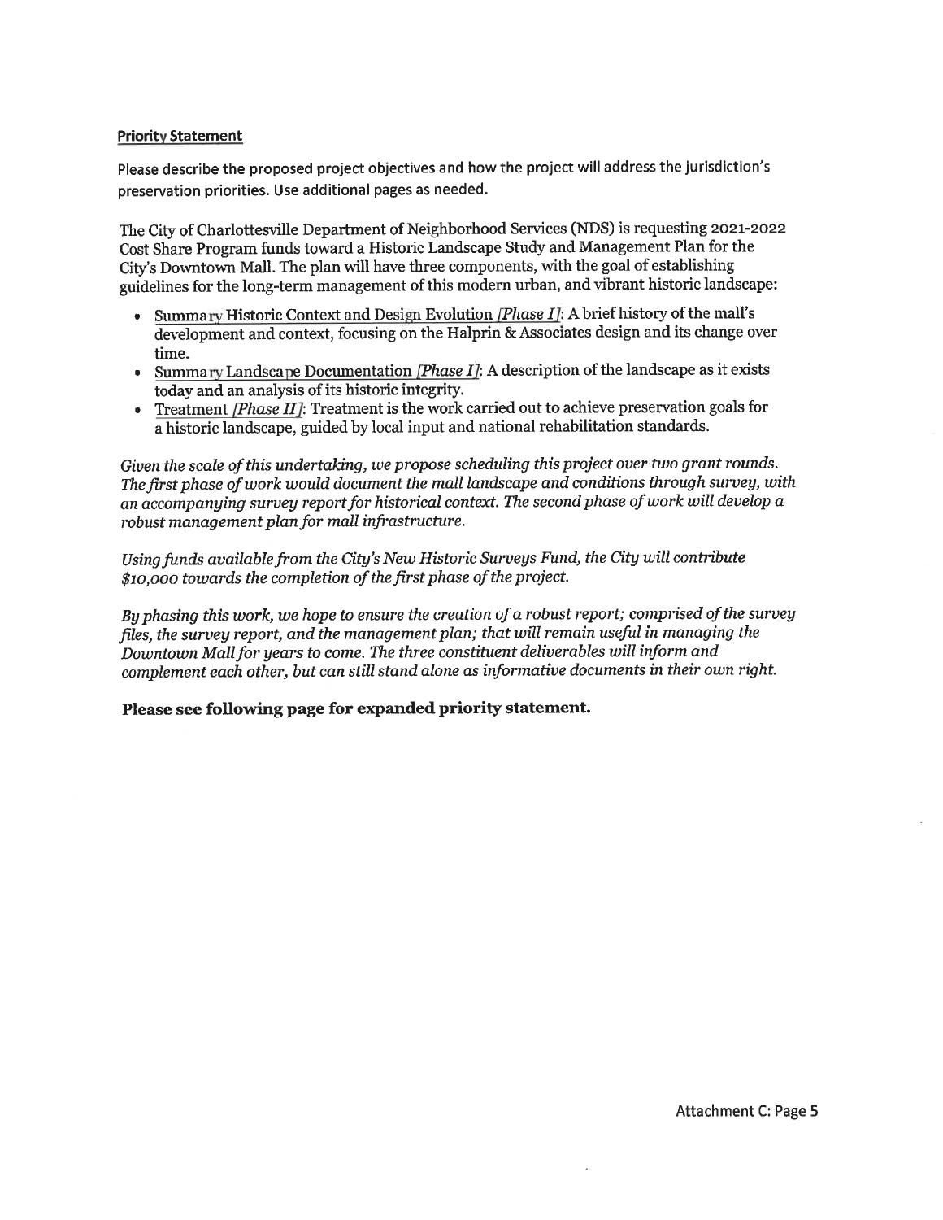**Priority Statement**

Please describe the proposed project objectives and how the project will address the jurisdiction's preservation priorities. Use additional pages as needed.

The City of Charlottesville Department of Neighborhood Services (NDS) is requesting 2021-2022 Cost Share Program funds toward a Historic Landscape Study and Management Plan for the City's Downtown Mall. The plan will have three components, with the goal of establishing guidelines for the long-term management of this modern urban, and vibrant historic landscape:

- Summary Historic Context and Design Evolution *[Phase I]*: A brief history of the mall's development and context, focusing on the Halprin & Associates design and its change over time.
- Summary Landscape Documentation *[Phase I]*: A description of the landscape as it exists today and an analysis of its historic integrity.
- Treatment *[Phase II]*: Treatment is the work carried out to achieve preservation goals for a historic landscape, guided by local input and national rehabilitation standards.

*Given the scale of this undertaking, we propose scheduling this project over two grant rounds. The first phase of work would document the mall landscape and conditions through survey, with an accompanying survey report for historical context. The second phase of work will develop a robust management plan for mall infrastructure.*

*Using funds available from the City's New Historic Surveys Fund, the City will contribute $10,000 towards the completion of the first phase of the project.*

*By phasing this work, we hope to ensure the creation of a robust report; comprised of the survey files, the survey report, and the management plan; that will remain useful in managing the Downtown Mall for years to come. The three constituent deliverables will inform and complement each other, but can still stand alone as informative documents in their own right.*

**Please see following page for expanded priority statement.**

Attachment C: Page 5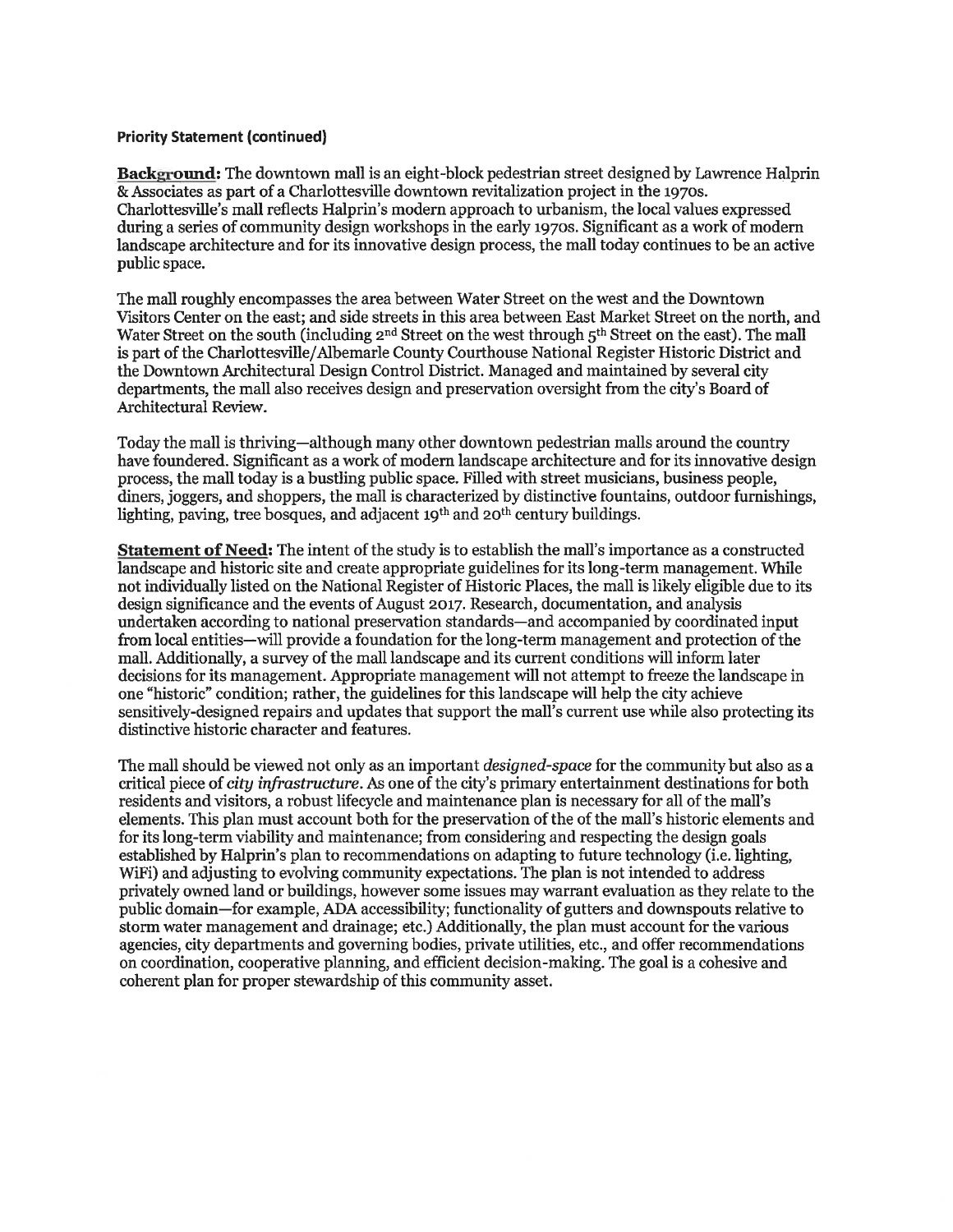**Priority Statement (continued)**

**Background:** The downtown mall is an eight-block pedestrian street designed by Lawrence Halprin & Associates as part of a Charlottesville downtown revitalization project in the 1970s. Charlottesville's mall reflects Halprin's modern approach to urbanism, the local values expressed during a series of community design workshops in the early 1970s. Significant as a work of modern landscape architecture and for its innovative design process, the mall today continues to be an active public space.

The mall roughly encompasses the area between Water Street on the west and the Downtown Visitors Center on the east; and side streets in this area between East Market Street on the north, and Water Street on the south (including 2nd Street on the west through 5th Street on the east). The mall is part of the Charlottesville/Albemarle County Courthouse National Register Historic District and the Downtown Architectural Design Control District. Managed and maintained by several city departments, the mall also receives design and preservation oversight from the city's Board of Architectural Review.

Today the mall is thriving—although many other downtown pedestrian malls around the country have foundered. Significant as a work of modern landscape architecture and for its innovative design process, the mall today is a bustling public space. Filled with street musicians, business people, diners, joggers, and shoppers, the mall is characterized by distinctive fountains, outdoor furnishings, lighting, paving, tree bosques, and adjacent 19th and 20th century buildings.

**Statement of Need:** The intent of the study is to establish the mall's importance as a constructed landscape and historic site and create appropriate guidelines for its long-term management. While not individually listed on the National Register of Historic Places, the mall is likely eligible due to its design significance and the events of August 2017. Research, documentation, and analysis undertaken according to national preservation standards—and accompanied by coordinated input from local entities—will provide a foundation for the long-term management and protection of the mall. Additionally, a survey of the mall landscape and its current conditions will inform later decisions for its management. Appropriate management will not attempt to freeze the landscape in one "historic" condition; rather, the guidelines for this landscape will help the city achieve sensitively-designed repairs and updates that support the mall's current use while also protecting its distinctive historic character and features.

The mall should be viewed not only as an important *designed-space* for the community but also as a critical piece of *city infrastructure*. As one of the city's primary entertainment destinations for both residents and visitors, a robust lifecycle and maintenance plan is necessary for all of the mall's elements. This plan must account both for the preservation of the of the mall's historic elements and for its long-term viability and maintenance; from considering and respecting the design goals established by Halprin's plan to recommendations on adapting to future technology (i.e. lighting, WiFi) and adjusting to evolving community expectations. The plan is not intended to address privately owned land or buildings, however some issues may warrant evaluation as they relate to the public domain—for example, ADA accessibility; functionality of gutters and downspouts relative to storm water management and drainage; etc.) Additionally, the plan must account for the various agencies, city departments and governing bodies, private utilities, etc., and offer recommendations on coordination, cooperative planning, and efficient decision-making. The goal is a cohesive and coherent plan for proper stewardship of this community asset.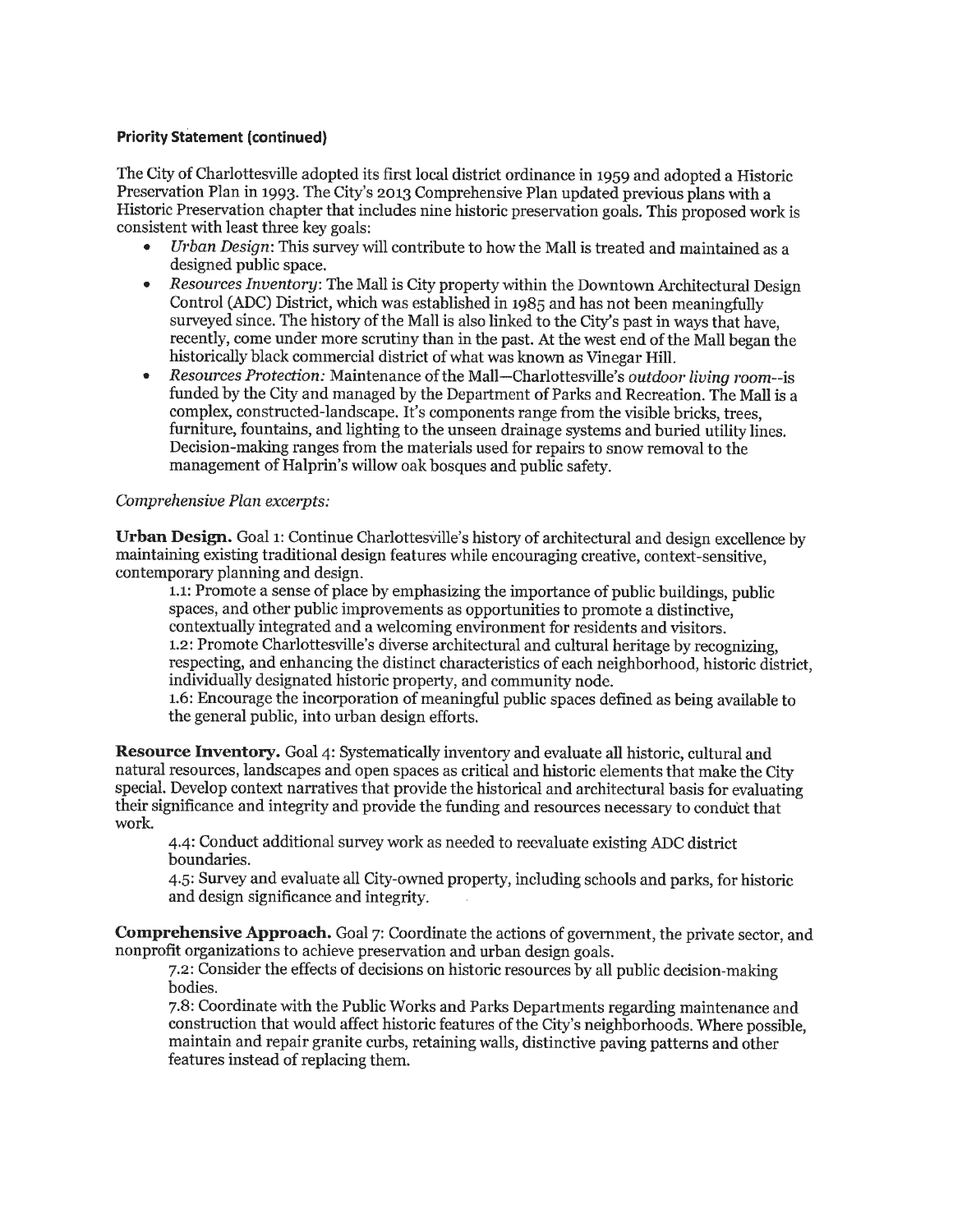**Priority Statement (continued)**

The City of Charlottesville adopted its first local district ordinance in 1959 and adopted a Historic Preservation Plan in 1993. The City's 2013 Comprehensive Plan updated previous plans with a Historic Preservation chapter that includes nine historic preservation goals. This proposed work is consistent with least three key goals:

- *Urban Design*: This survey will contribute to how the Mall is treated and maintained as a designed public space.
- *Resources Inventory*: The Mall is City property within the Downtown Architectural Design Control (ADC) District, which was established in 1985 and has not been meaningfully surveyed since. The history of the Mall is also linked to the City's past in ways that have, recently, come under more scrutiny than in the past. At the west end of the Mall began the historically black commercial district of what was known as Vinegar Hill.
- *Resources Protection:* Maintenance of the Mall—Charlottesville's *outdoor living room*--is funded by the City and managed by the Department of Parks and Recreation. The Mall is a complex, constructed-landscape. It's components range from the visible bricks, trees, furniture, fountains, and lighting to the unseen drainage systems and buried utility lines. Decision-making ranges from the materials used for repairs to snow removal to the management of Halprin's willow oak bosques and public safety.

*Comprehensive Plan excerpts:*

**Urban Design.** Goal 1: Continue Charlottesville's history of architectural and design excellence by maintaining existing traditional design features while encouraging creative, context-sensitive, contemporary planning and design.

> 1.1: Promote a sense of place by emphasizing the importance of public buildings, public spaces, and other public improvements as opportunities to promote a distinctive, contextually integrated and a welcoming environment for residents and visitors.
> 1.2: Promote Charlottesville's diverse architectural and cultural heritage by recognizing, respecting, and enhancing the distinct characteristics of each neighborhood, historic district, individually designated historic property, and community node.
> 1.6: Encourage the incorporation of meaningful public spaces defined as being available to the general public, into urban design efforts.

**Resource Inventory.** Goal 4: Systematically inventory and evaluate all historic, cultural and natural resources, landscapes and open spaces as critical and historic elements that make the City special. Develop context narratives that provide the historical and architectural basis for evaluating their significance and integrity and provide the funding and resources necessary to conduct that work.

> 4.4: Conduct additional survey work as needed to reevaluate existing ADC district boundaries.
> 4.5: Survey and evaluate all City-owned property, including schools and parks, for historic and design significance and integrity.

**Comprehensive Approach.** Goal 7: Coordinate the actions of government, the private sector, and nonprofit organizations to achieve preservation and urban design goals.

> 7.2: Consider the effects of decisions on historic resources by all public decision-making bodies.
> 7.8: Coordinate with the Public Works and Parks Departments regarding maintenance and construction that would affect historic features of the City's neighborhoods. Where possible, maintain and repair granite curbs, retaining walls, distinctive paving patterns and other features instead of replacing them.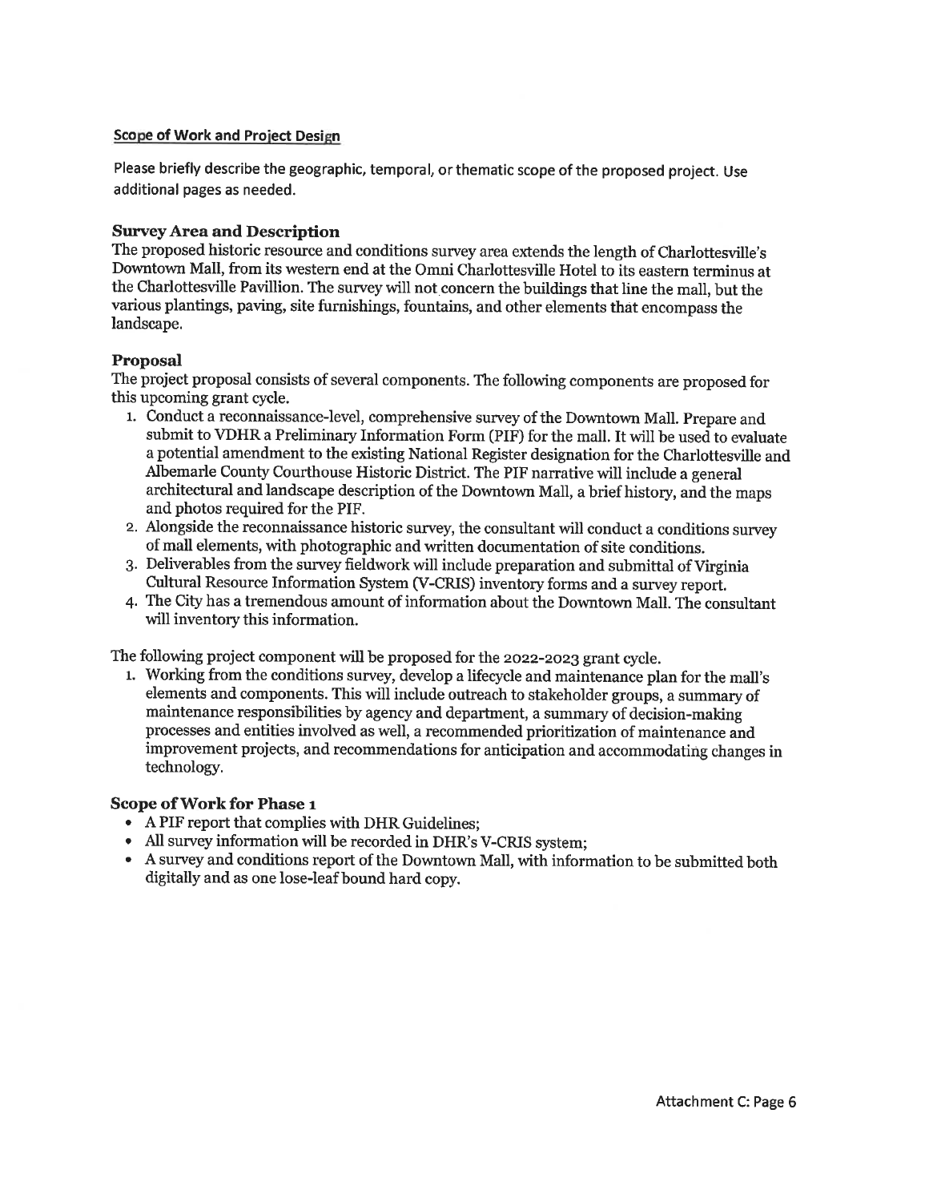## Scope of Work and Project Design

Please briefly describe the geographic, temporal, or thematic scope of the proposed project. Use additional pages as needed.

### Survey Area and Description

The proposed historic resource and conditions survey area extends the length of Charlottesville's Downtown Mall, from its western end at the Omni Charlottesville Hotel to its eastern terminus at the Charlottesville Pavillion. The survey will not concern the buildings that line the mall, but the various plantings, paving, site furnishings, fountains, and other elements that encompass the landscape.

### Proposal

The project proposal consists of several components. The following components are proposed for this upcoming grant cycle.

1. Conduct a reconnaissance-level, comprehensive survey of the Downtown Mall. Prepare and submit to VDHR a Preliminary Information Form (PIF) for the mall. It will be used to evaluate a potential amendment to the existing National Register designation for the Charlottesville and Albemarle County Courthouse Historic District. The PIF narrative will include a general architectural and landscape description of the Downtown Mall, a brief history, and the maps and photos required for the PIF.
2. Alongside the reconnaissance historic survey, the consultant will conduct a conditions survey of mall elements, with photographic and written documentation of site conditions.
3. Deliverables from the survey fieldwork will include preparation and submittal of Virginia Cultural Resource Information System (V-CRIS) inventory forms and a survey report.
4. The City has a tremendous amount of information about the Downtown Mall. The consultant will inventory this information.

The following project component will be proposed for the 2022-2023 grant cycle.

1. Working from the conditions survey, develop a lifecycle and maintenance plan for the mall's elements and components. This will include outreach to stakeholder groups, a summary of maintenance responsibilities by agency and department, a summary of decision-making processes and entities involved as well, a recommended prioritization of maintenance and improvement projects, and recommendations for anticipation and accommodating changes in technology.

### Scope of Work for Phase 1

- A PIF report that complies with DHR Guidelines;
- All survey information will be recorded in DHR's V-CRIS system;
- A survey and conditions report of the Downtown Mall, with information to be submitted both digitally and as one lose-leaf bound hard copy.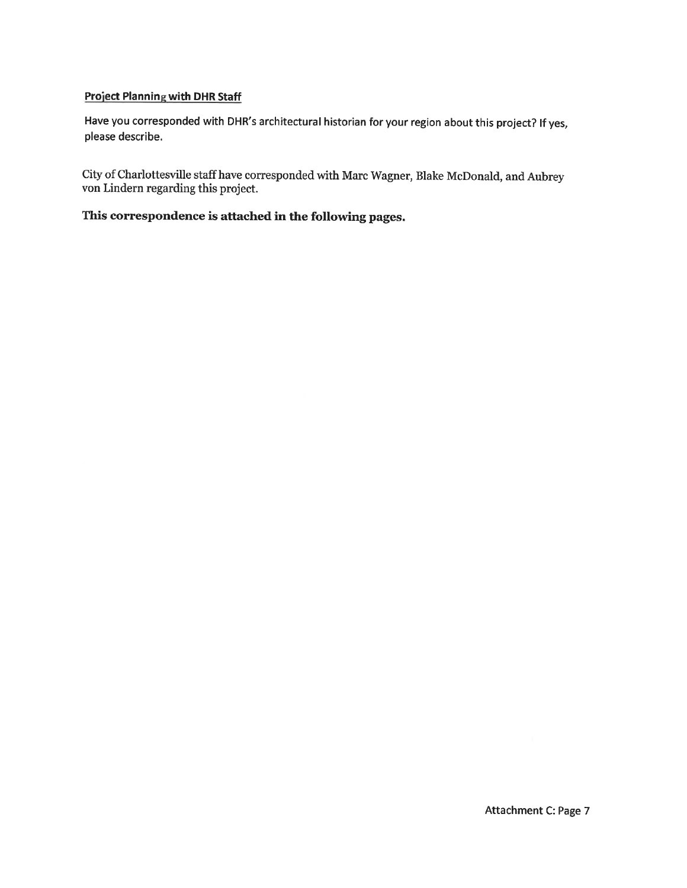**Project Planning with DHR Staff**

**Have you corresponded with DHR's architectural historian for your region about this project? If yes, please describe.**

City of Charlottesville staff have corresponded with Marc Wagner, Blake McDonald, and Aubrey von Lindern regarding this project.

**This correspondence is attached in the following pages.**

Attachment C: Page 7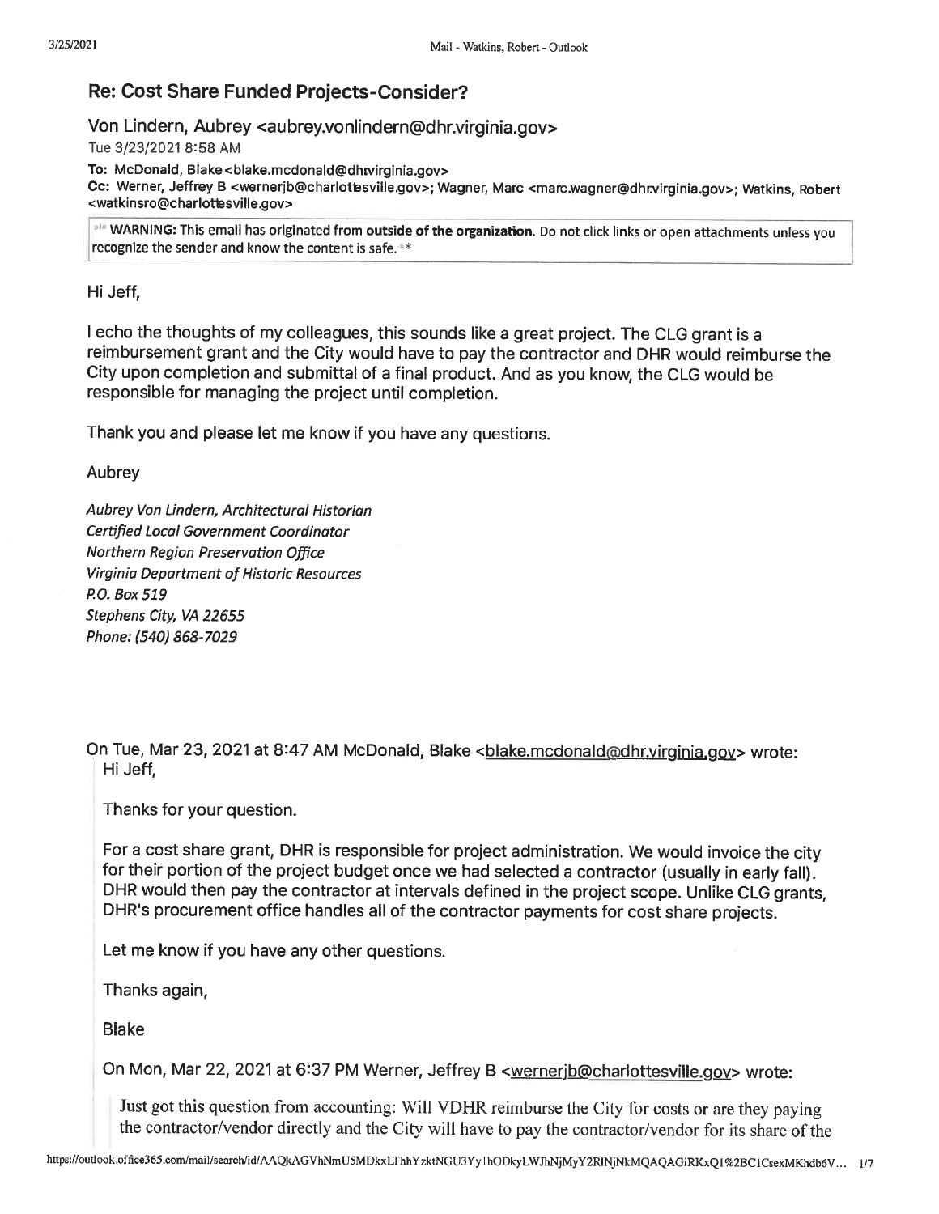## Re: Cost Share Funded Projects-Consider?

Von Lindern, Aubrey <aubrey.vonlindern@dhr.virginia.gov>

Tue 3/23/2021 8:58 AM

**To:** McDonald, Blake <blake.mcdonald@dhrvirginia.gov>

**Cc:** Werner, Jeffrey B <wernerjb@charlottesville.gov>; Wagner, Marc <marc.wagner@dhr.virginia.gov>; Watkins, Robert <watkinsro@charlottesville.gov>

** **WARNING:** This email has originated from **outside of the organization**. Do not click links or open attachments unless you recognize the sender and know the content is safe. **

Hi Jeff,

I echo the thoughts of my colleagues, this sounds like a great project. The CLG grant is a reimbursement grant and the City would have to pay the contractor and DHR would reimburse the City upon completion and submittal of a final product. And as you know, the CLG would be responsible for managing the project until completion.

Thank you and please let me know if you have any questions.

Aubrey

*Aubrey Von Lindern, Architectural Historian*
*Certified Local Government Coordinator*
*Northern Region Preservation Office*
*Virginia Department of Historic Resources*
*P.O. Box 519*
*Stephens City, VA 22655*
*Phone: (540) 868-7029*

On Tue, Mar 23, 2021 at 8:47 AM McDonald, Blake <blake.mcdonald@dhr.virginia.gov> wrote:

> Hi Jeff,
>
> Thanks for your question.
>
> For a cost share grant, DHR is responsible for project administration. We would invoice the city for their portion of the project budget once we had selected a contractor (usually in early fall). DHR would then pay the contractor at intervals defined in the project scope. Unlike CLG grants, DHR's procurement office handles all of the contractor payments for cost share projects.
>
> Let me know if you have any other questions.
>
> Thanks again,
>
> Blake
>
> On Mon, Mar 22, 2021 at 6:37 PM Werner, Jeffrey B <wernerjb@charlottesville.gov> wrote:
>
> > Just got this question from accounting: Will VDHR reimburse the City for costs or are they paying the contractor/vendor directly and the City will have to pay the contractor/vendor for its share of the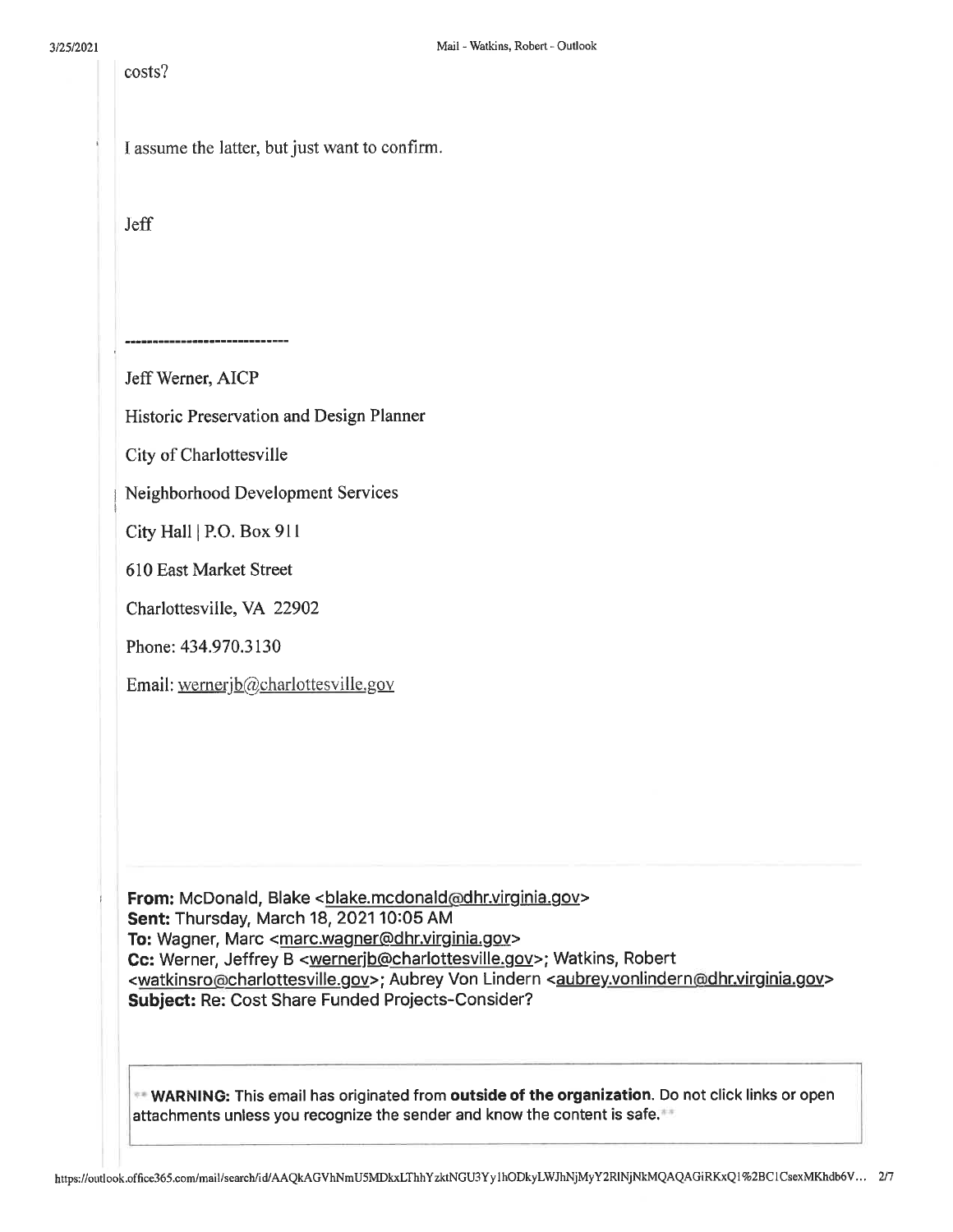costs?

I assume the latter, but just want to confirm.

Jeff

------------------------------

Jeff Werner, AICP

Historic Preservation and Design Planner

City of Charlottesville

Neighborhood Development Services

City Hall | P.O. Box 911

610 East Market Street

Charlottesville, VA 22902

Phone: 434.970.3130

Email: wernerjb@charlottesville.gov

**From:** McDonald, Blake <blake.mcdonald@dhr.virginia.gov>
**Sent:** Thursday, March 18, 2021 10:05 AM
**To:** Wagner, Marc <marc.wagner@dhr.virginia.gov>
**Cc:** Werner, Jeffrey B <wernerjb@charlottesville.gov>; Watkins, Robert <watkinsro@charlottesville.gov>; Aubrey Von Lindern <aubrey.vonlindern@dhr.virginia.gov>
**Subject:** Re: Cost Share Funded Projects-Consider?

** **WARNING:** This email has originated from **outside of the organization**. Do not click links or open attachments unless you recognize the sender and know the content is safe. **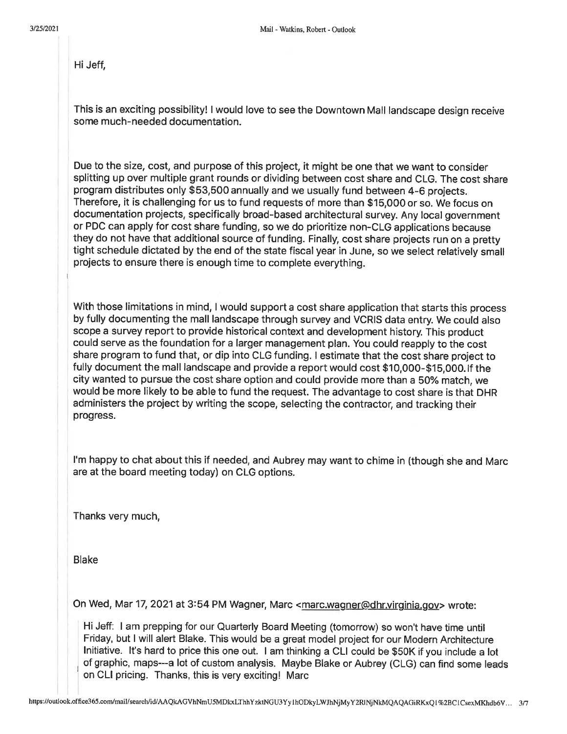Hi Jeff,

This is an exciting possibility! I would love to see the Downtown Mall landscape design receive some much-needed documentation.

Due to the size, cost, and purpose of this project, it might be one that we want to consider splitting up over multiple grant rounds or dividing between cost share and CLG. The cost share program distributes only $53,500 annually and we usually fund between 4-6 projects. Therefore, it is challenging for us to fund requests of more than $15,000 or so. We focus on documentation projects, specifically broad-based architectural survey. Any local government or PDC can apply for cost share funding, so we do prioritize non-CLG applications because they do not have that additional source of funding. Finally, cost share projects run on a pretty tight schedule dictated by the end of the state fiscal year in June, so we select relatively small projects to ensure there is enough time to complete everything.

With those limitations in mind, I would support a cost share application that starts this process by fully documenting the mall landscape through survey and VCRIS data entry. We could also scope a survey report to provide historical context and development history. This product could serve as the foundation for a larger management plan. You could reapply to the cost share program to fund that, or dip into CLG funding. I estimate that the cost share project to fully document the mall landscape and provide a report would cost $10,000-$15,000. If the city wanted to pursue the cost share option and could provide more than a 50% match, we would be more likely to be able to fund the request. The advantage to cost share is that DHR administers the project by writing the scope, selecting the contractor, and tracking their progress.

I'm happy to chat about this if needed, and Aubrey may want to chime in (though she and Marc are at the board meeting today) on CLG options.

Thanks very much,

Blake

On Wed, Mar 17, 2021 at 3:54 PM Wagner, Marc <marc.wagner@dhr.virginia.gov> wrote:

> Hi Jeff: I am prepping for our Quarterly Board Meeting (tomorrow) so won't have time until Friday, but I will alert Blake. This would be a great model project for our Modern Architecture Initiative. It's hard to price this one out. I am thinking a CLI could be $50K if you include a lot of graphic, maps---a lot of custom analysis. Maybe Blake or Aubrey (CLG) can find some leads on CLI pricing. Thanks, this is very exciting! Marc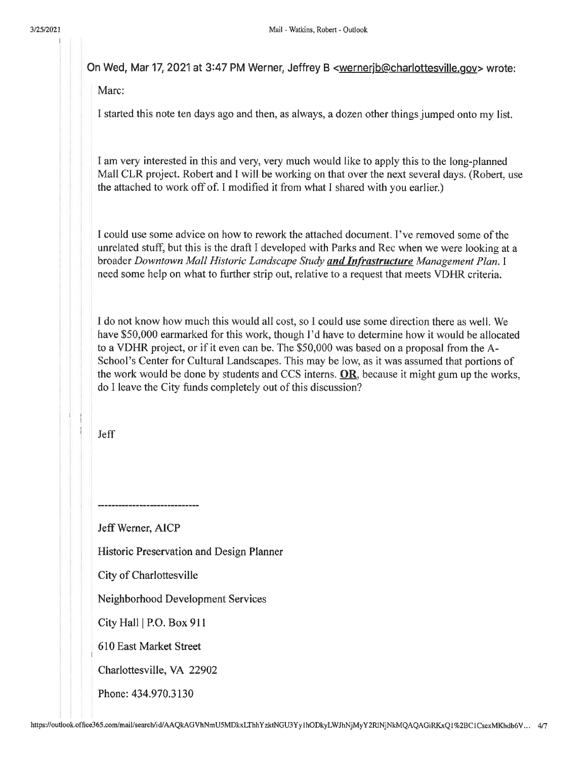On Wed, Mar 17, 2021 at 3:47 PM Werner, Jeffrey B <wernerjb@charlottesville.gov> wrote:

Marc:

I started this note ten days ago and then, as always, a dozen other things jumped onto my list.

I am very interested in this and very, very much would like to apply this to the long-planned Mall CLR project. Robert and I will be working on that over the next several days. (Robert, use the attached to work off of. I modified it from what I shared with you earlier.)

I could use some advice on how to rework the attached document. I've removed some of the unrelated stuff, but this is the draft I developed with Parks and Rec when we were looking at a broader *Downtown Mall Historic Landscape Study* ***and Infrastructure*** *Management Plan*. I need some help on what to further strip out, relative to a request that meets VDHR criteria.

I do not know how much this would all cost, so I could use some direction there as well. We have $50,000 earmarked for this work, though I'd have to determine how it would be allocated to a VDHR project, or if it even can be. The $50,000 was based on a proposal from the A-School's Center for Cultural Landscapes. This may be low, as it was assumed that portions of the work would be done by students and CCS interns. **OR**, because it might gum up the works, do I leave the City funds completely out of this discussion?

Jeff

----------------------------

Jeff Werner, AICP

Historic Preservation and Design Planner

City of Charlottesville

Neighborhood Development Services

City Hall | P.O. Box 911

610 East Market Street

Charlottesville, VA 22902

Phone: 434.970.3130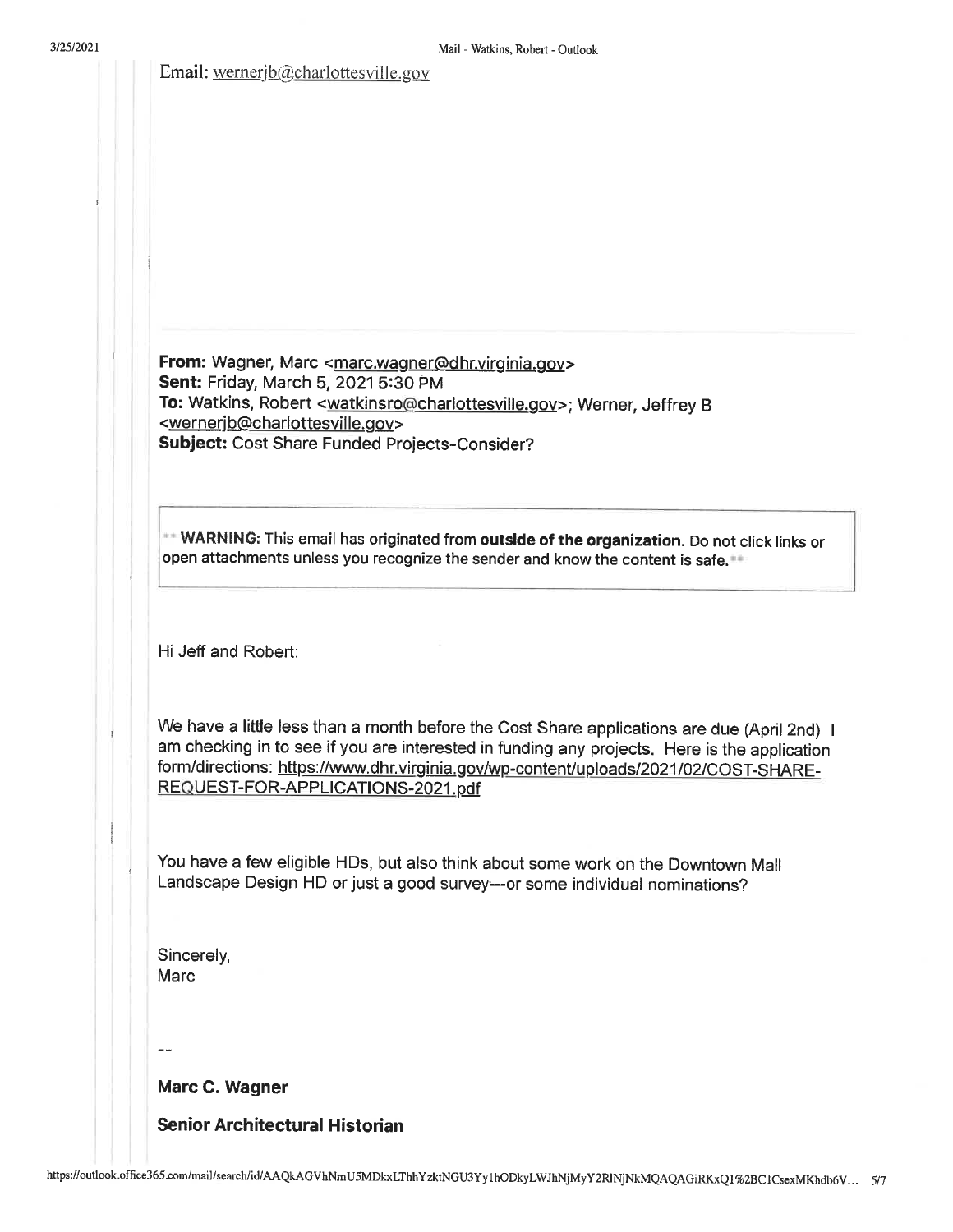Email: wernerjb@charlottesville.gov

**From:** Wagner, Marc <marc.wagner@dhr.virginia.gov>
**Sent:** Friday, March 5, 2021 5:30 PM
**To:** Watkins, Robert <watkinsro@charlottesville.gov>; Werner, Jeffrey B <wernerjb@charlottesville.gov>
**Subject:** Cost Share Funded Projects-Consider?

** **WARNING:** This email has originated from **outside of the organization**. Do not click links or open attachments unless you recognize the sender and know the content is safe.**

Hi Jeff and Robert:

We have a little less than a month before the Cost Share applications are due (April 2nd) I am checking in to see if you are interested in funding any projects. Here is the application form/directions: https://www.dhr.virginia.gov/wp-content/uploads/2021/02/COST-SHARE-REQUEST-FOR-APPLICATIONS-2021.pdf

You have a few eligible HDs, but also think about some work on the Downtown Mall Landscape Design HD or just a good survey---or some individual nominations?

Sincerely,
Marc

--

**Marc C. Wagner**

**Senior Architectural Historian**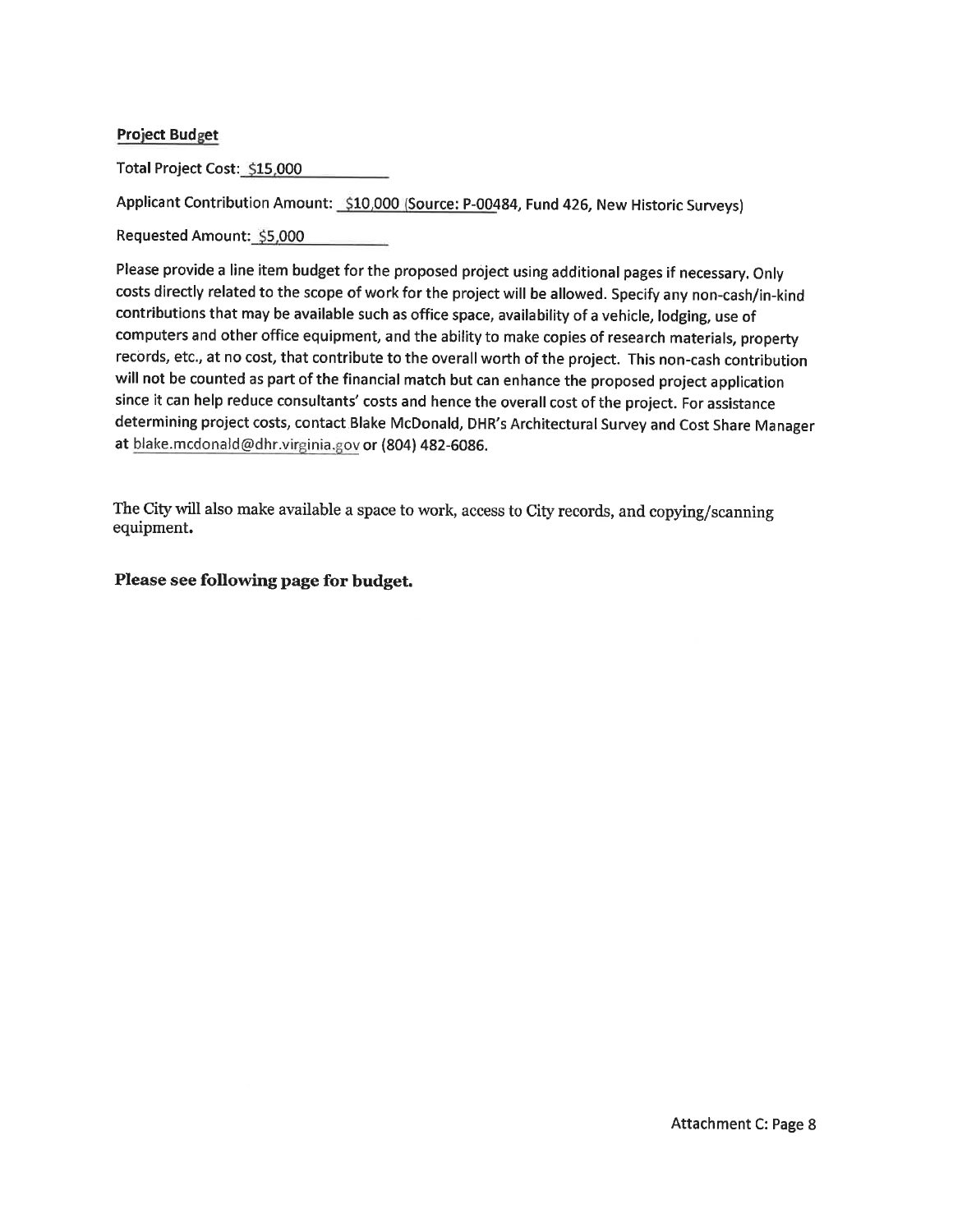**Project Budget**

Total Project Cost: $15,000

Applicant Contribution Amount: $10,000 (Source: P-00484, Fund 426, New Historic Surveys)

Requested Amount: $5,000

Please provide a line item budget for the proposed project using additional pages if necessary. Only costs directly related to the scope of work for the project will be allowed. Specify any non-cash/in-kind contributions that may be available such as office space, availability of a vehicle, lodging, use of computers and other office equipment, and the ability to make copies of research materials, property records, etc., at no cost, that contribute to the overall worth of the project. This non-cash contribution will not be counted as part of the financial match but can enhance the proposed project application since it can help reduce consultants' costs and hence the overall cost of the project. For assistance determining project costs, contact Blake McDonald, DHR's Architectural Survey and Cost Share Manager at blake.mcdonald@dhr.virginia.gov or (804) 482-6086.

The City will also make available a space to work, access to City records, and copying/scanning equipment.

**Please see following page for budget.**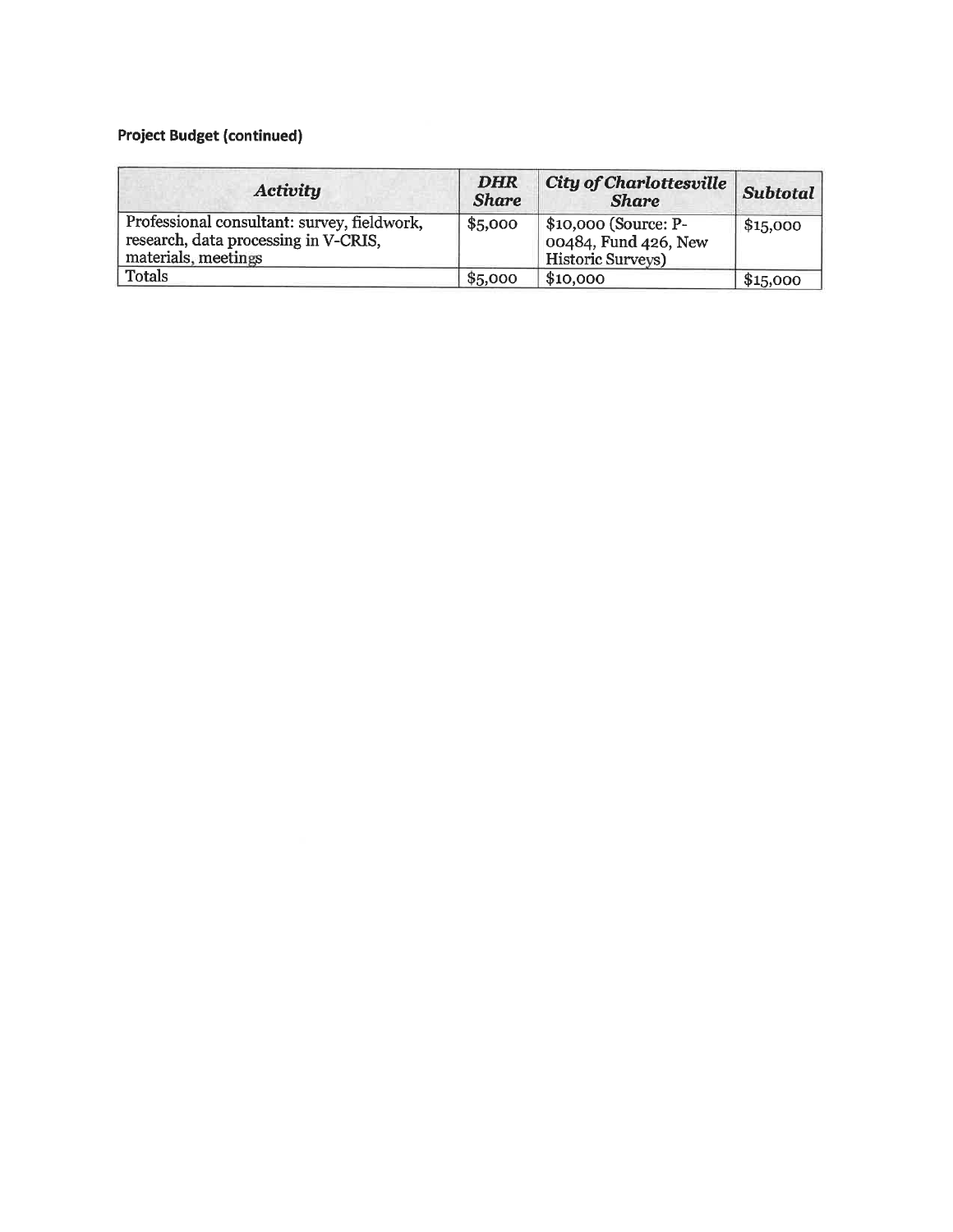**Project Budget (continued)**

| *Activity* | *DHR Share* | *City of Charlottesville Share* | *Subtotal* |
| --- | --- | --- | --- |
| Professional consultant: survey, fieldwork, research, data processing in V-CRIS, materials, meetings | $5,000 | $10,000 (Source: P-00484, Fund 426, New Historic Surveys) | $15,000 |
| Totals | $5,000 | $10,000 | $15,000 |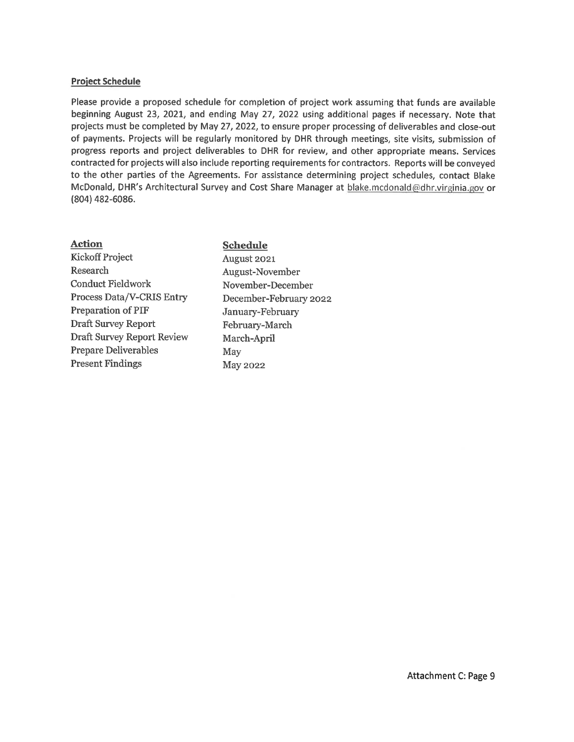**Project Schedule**

Please provide a proposed schedule for completion of project work assuming that funds are available beginning August 23, 2021, and ending May 27, 2022 using additional pages if necessary. Note that projects must be completed by May 27, 2022, to ensure proper processing of deliverables and close-out of payments. Projects will be regularly monitored by DHR through meetings, site visits, submission of progress reports and project deliverables to DHR for review, and other appropriate means. Services contracted for projects will also include reporting requirements for contractors. Reports will be conveyed to the other parties of the Agreements. For assistance determining project schedules, contact Blake McDonald, DHR's Architectural Survey and Cost Share Manager at blake.mcdonald@dhr.virginia.gov or (804) 482-6086.

| Action | Schedule |
|---|---|
| Kickoff Project | August 2021 |
| Research | August-November |
| Conduct Fieldwork | November-December |
| Process Data/V-CRIS Entry | December-February 2022 |
| Preparation of PIF | January-February |
| Draft Survey Report | February-March |
| Draft Survey Report Review | March-April |
| Prepare Deliverables | May |
| Present Findings | May 2022 |

Attachment C: Page 9